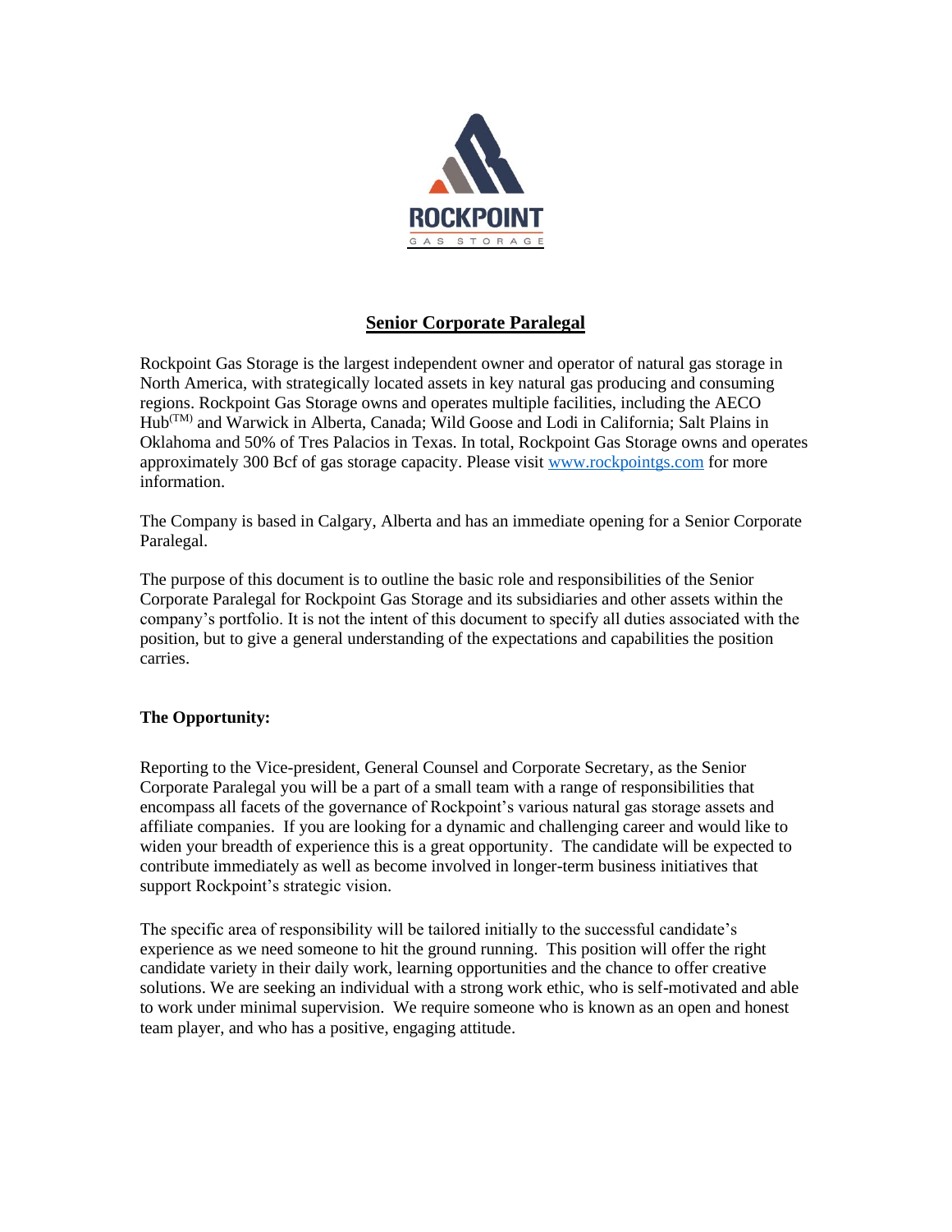ROCKPOINT

GAS STORAGE

# Senior Corporate Paralegal

Rockpoint Gas Storage is the largest independent owner and operator of natural gas storage in North America, with strategically located assets in key natural gas producing and consuming regions. Rockpoint Gas Storage owns and operates multiple facilities, including the AECO Hub(TM) and Warwick in Alberta, Canada; Wild Goose and Lodi in California; Salt Plains in Oklahoma and 50% of Tres Palacios in Texas. In total, Rockpoint Gas Storage owns and operates approximately 300 Bcf of gas storage capacity. Please visit [www.rockpointgs.com](http://www.rockpointgs.com) for more information.

The Company is based in Calgary, Alberta and has an immediate opening for a Senior Corporate Paralegal.

The purpose of this document is to outline the basic role and responsibilities of the Senior Corporate Paralegal for Rockpoint Gas Storage and its subsidiaries and other assets within the company's portfolio. It is not the intent of this document to specify all duties associated with the position, but to give a general understanding of the expectations and capabilities the position carries.

**The Opportunity:**

Reporting to the Vice-president, General Counsel and Corporate Secretary, as the Senior Corporate Paralegal you will be a part of a small team with a range of responsibilities that encompass all facets of the governance of Rockpoint's various natural gas storage assets and affiliate companies. If you are looking for a dynamic and challenging career and would like to widen your breadth of experience this is a great opportunity. The candidate will be expected to contribute immediately as well as become involved in longer-term business initiatives that support Rockpoint's strategic vision.

The specific area of responsibility will be tailored initially to the successful candidate's experience as we need someone to hit the ground running. This position will offer the right candidate variety in their daily work, learning opportunities and the chance to offer creative solutions. We are seeking an individual with a strong work ethic, who is self-motivated and able to work under minimal supervision. We require someone who is known as an open and honest team player, and who has a positive, engaging attitude.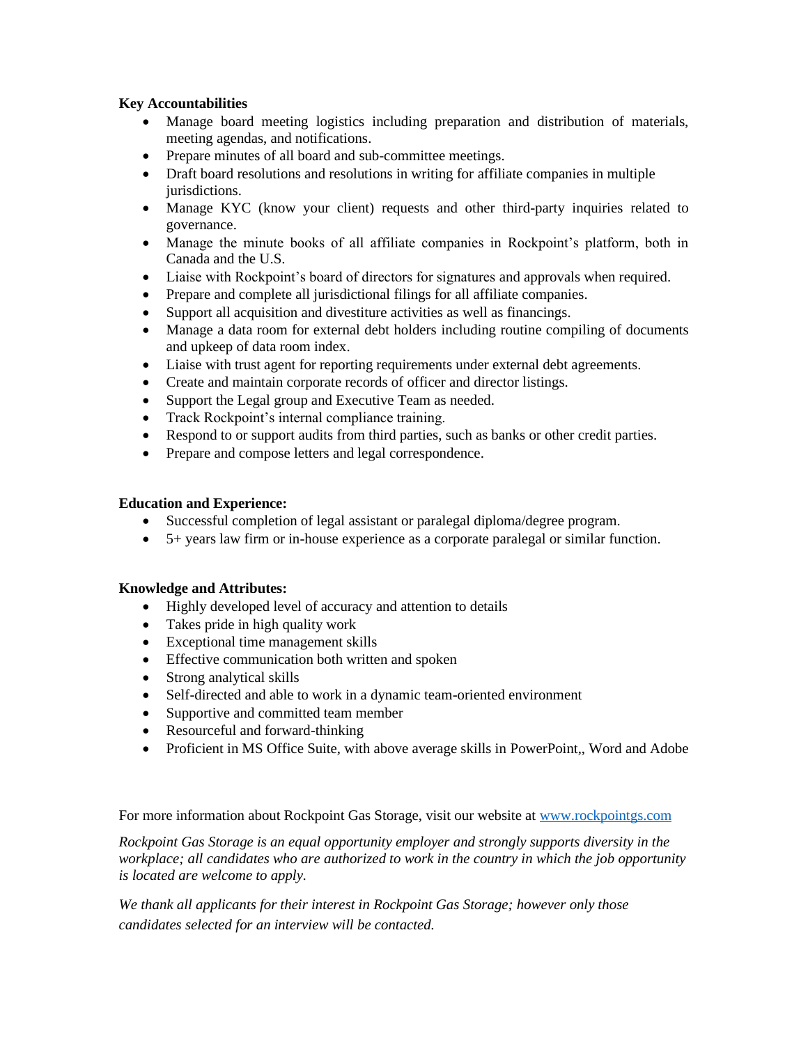**Key Accountabilities**

- Manage board meeting logistics including preparation and distribution of materials, meeting agendas, and notifications.
- Prepare minutes of all board and sub-committee meetings.
- Draft board resolutions and resolutions in writing for affiliate companies in multiple jurisdictions.
- Manage KYC (know your client) requests and other third-party inquiries related to governance.
- Manage the minute books of all affiliate companies in Rockpoint's platform, both in Canada and the U.S.
- Liaise with Rockpoint's board of directors for signatures and approvals when required.
- Prepare and complete all jurisdictional filings for all affiliate companies.
- Support all acquisition and divestiture activities as well as financings.
- Manage a data room for external debt holders including routine compiling of documents and upkeep of data room index.
- Liaise with trust agent for reporting requirements under external debt agreements.
- Create and maintain corporate records of officer and director listings.
- Support the Legal group and Executive Team as needed.
- Track Rockpoint's internal compliance training.
- Respond to or support audits from third parties, such as banks or other credit parties.
- Prepare and compose letters and legal correspondence.

**Education and Experience:**

- Successful completion of legal assistant or paralegal diploma/degree program.
- 5+ years law firm or in-house experience as a corporate paralegal or similar function.

**Knowledge and Attributes:**

- Highly developed level of accuracy and attention to details
- Takes pride in high quality work
- Exceptional time management skills
- Effective communication both written and spoken
- Strong analytical skills
- Self-directed and able to work in a dynamic team-oriented environment
- Supportive and committed team member
- Resourceful and forward-thinking
- Proficient in MS Office Suite, with above average skills in PowerPoint,, Word and Adobe

For more information about Rockpoint Gas Storage, visit our website at [www.rockpointgs.com](http://www.rockpointgs.com)

*Rockpoint Gas Storage is an equal opportunity employer and strongly supports diversity in the workplace; all candidates who are authorized to work in the country in which the job opportunity is located are welcome to apply.*

*We thank all applicants for their interest in Rockpoint Gas Storage; however only those candidates selected for an interview will be contacted.*